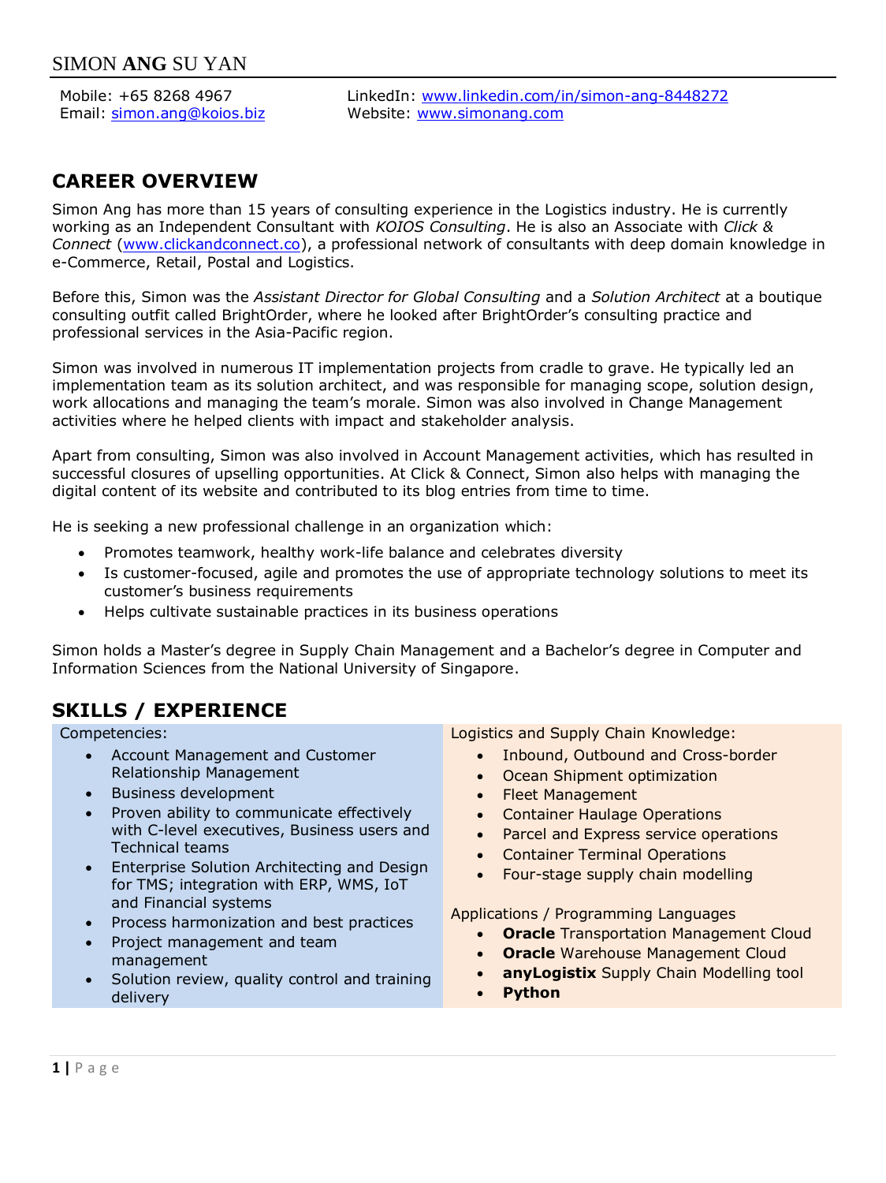# SIMON **ANG** SU YAN

Mobile: +65 8268 4967
Email: simon.ang@koios.biz
LinkedIn: www.linkedin.com/in/simon-ang-8448272
Website: www.simonang.com

## CAREER OVERVIEW

Simon Ang has more than 15 years of consulting experience in the Logistics industry. He is currently working as an Independent Consultant with *KOIOS Consulting*. He is also an Associate with *Click & Connect* (www.clickandconnect.co), a professional network of consultants with deep domain knowledge in e-Commerce, Retail, Postal and Logistics.

Before this, Simon was the *Assistant Director for Global Consulting* and a *Solution Architect* at a boutique consulting outfit called BrightOrder, where he looked after BrightOrder's consulting practice and professional services in the Asia-Pacific region.

Simon was involved in numerous IT implementation projects from cradle to grave. He typically led an implementation team as its solution architect, and was responsible for managing scope, solution design, work allocations and managing the team's morale. Simon was also involved in Change Management activities where he helped clients with impact and stakeholder analysis.

Apart from consulting, Simon was also involved in Account Management activities, which has resulted in successful closures of upselling opportunities. At Click & Connect, Simon also helps with managing the digital content of its website and contributed to its blog entries from time to time.

He is seeking a new professional challenge in an organization which:

- Promotes teamwork, healthy work-life balance and celebrates diversity
- Is customer-focused, agile and promotes the use of appropriate technology solutions to meet its customer's business requirements
- Helps cultivate sustainable practices in its business operations

Simon holds a Master's degree in Supply Chain Management and a Bachelor's degree in Computer and Information Sciences from the National University of Singapore.

## SKILLS / EXPERIENCE

Competencies:

- Account Management and Customer Relationship Management
- Business development
- Proven ability to communicate effectively with C-level executives, Business users and Technical teams
- Enterprise Solution Architecting and Design for TMS; integration with ERP, WMS, IoT and Financial systems
- Process harmonization and best practices
- Project management and team management
- Solution review, quality control and training delivery

Logistics and Supply Chain Knowledge:

- Inbound, Outbound and Cross-border
- Ocean Shipment optimization
- Fleet Management
- Container Haulage Operations
- Parcel and Express service operations
- Container Terminal Operations
- Four-stage supply chain modelling

Applications / Programming Languages

- **Oracle** Transportation Management Cloud
- **Oracle** Warehouse Management Cloud
- **anyLogistix** Supply Chain Modelling tool
- **Python**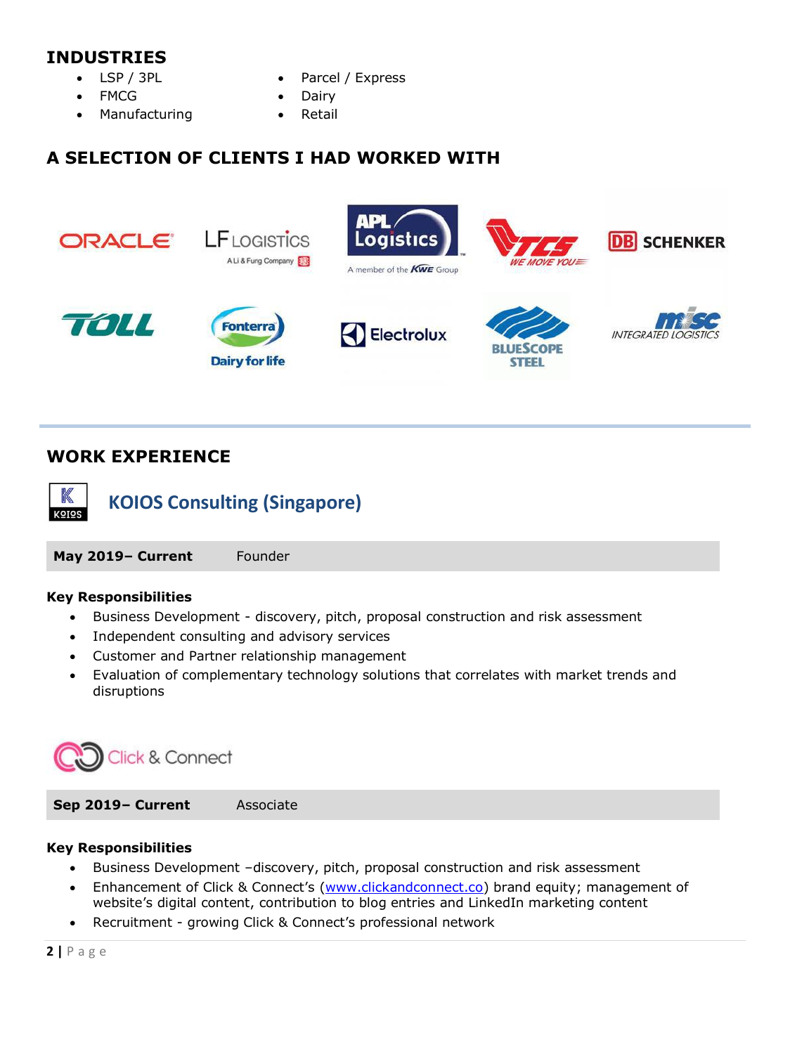## INDUSTRIES

- LSP / 3PL
- FMCG
- Manufacturing
- Parcel / Express
- Dairy
- Retail

## A SELECTION OF CLIENTS I HAD WORKED WITH

## WORK EXPERIENCE

### KOIOS Consulting (Singapore)

**May 2019– Current** Founder

**Key Responsibilities**

- Business Development - discovery, pitch, proposal construction and risk assessment
- Independent consulting and advisory services
- Customer and Partner relationship management
- Evaluation of complementary technology solutions that correlates with market trends and disruptions

### Click & Connect

**Sep 2019– Current** Associate

**Key Responsibilities**

- Business Development –discovery, pitch, proposal construction and risk assessment
- Enhancement of Click & Connect's (www.clickandconnect.co) brand equity; management of website's digital content, contribution to blog entries and LinkedIn marketing content
- Recruitment - growing Click & Connect's professional network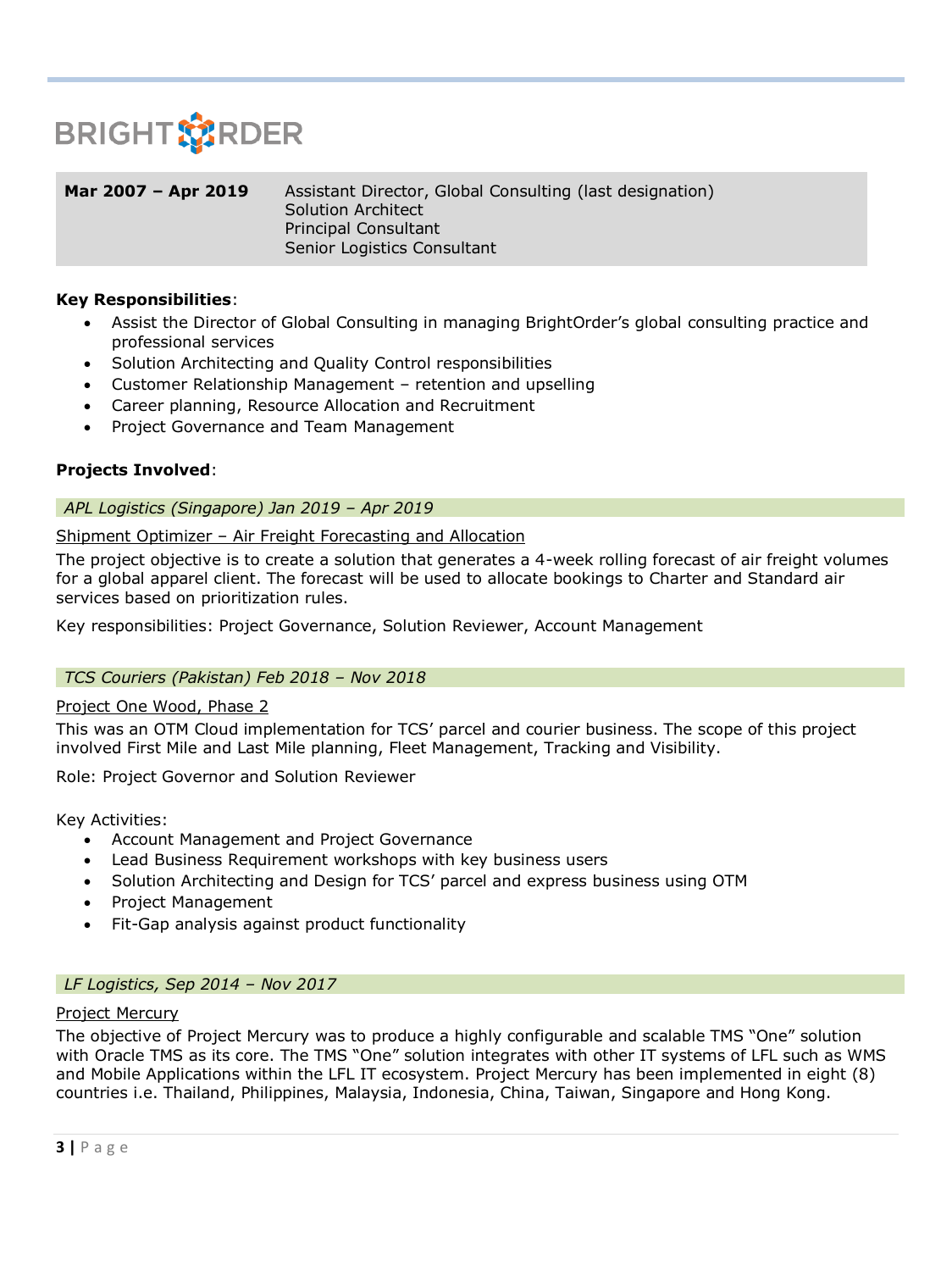BRIGHTORDER

| Mar 2007 – Apr 2019 | Assistant Director, Global Consulting (last designation)<br>Solution Architect<br>Principal Consultant<br>Senior Logistics Consultant |
|---|---|

**Key Responsibilities**:

- Assist the Director of Global Consulting in managing BrightOrder's global consulting practice and professional services
- Solution Architecting and Quality Control responsibilities
- Customer Relationship Management – retention and upselling
- Career planning, Resource Allocation and Recruitment
- Project Governance and Team Management

**Projects Involved**:

*APL Logistics (Singapore) Jan 2019 – Apr 2019*

Shipment Optimizer – Air Freight Forecasting and Allocation

The project objective is to create a solution that generates a 4-week rolling forecast of air freight volumes for a global apparel client. The forecast will be used to allocate bookings to Charter and Standard air services based on prioritization rules.

Key responsibilities: Project Governance, Solution Reviewer, Account Management

*TCS Couriers (Pakistan) Feb 2018 – Nov 2018*

Project One Wood, Phase 2

This was an OTM Cloud implementation for TCS' parcel and courier business. The scope of this project involved First Mile and Last Mile planning, Fleet Management, Tracking and Visibility.

Role: Project Governor and Solution Reviewer

Key Activities:

- Account Management and Project Governance
- Lead Business Requirement workshops with key business users
- Solution Architecting and Design for TCS' parcel and express business using OTM
- Project Management
- Fit-Gap analysis against product functionality

*LF Logistics, Sep 2014 – Nov 2017*

Project Mercury

The objective of Project Mercury was to produce a highly configurable and scalable TMS "One" solution with Oracle TMS as its core. The TMS "One" solution integrates with other IT systems of LFL such as WMS and Mobile Applications within the LFL IT ecosystem. Project Mercury has been implemented in eight (8) countries i.e. Thailand, Philippines, Malaysia, Indonesia, China, Taiwan, Singapore and Hong Kong.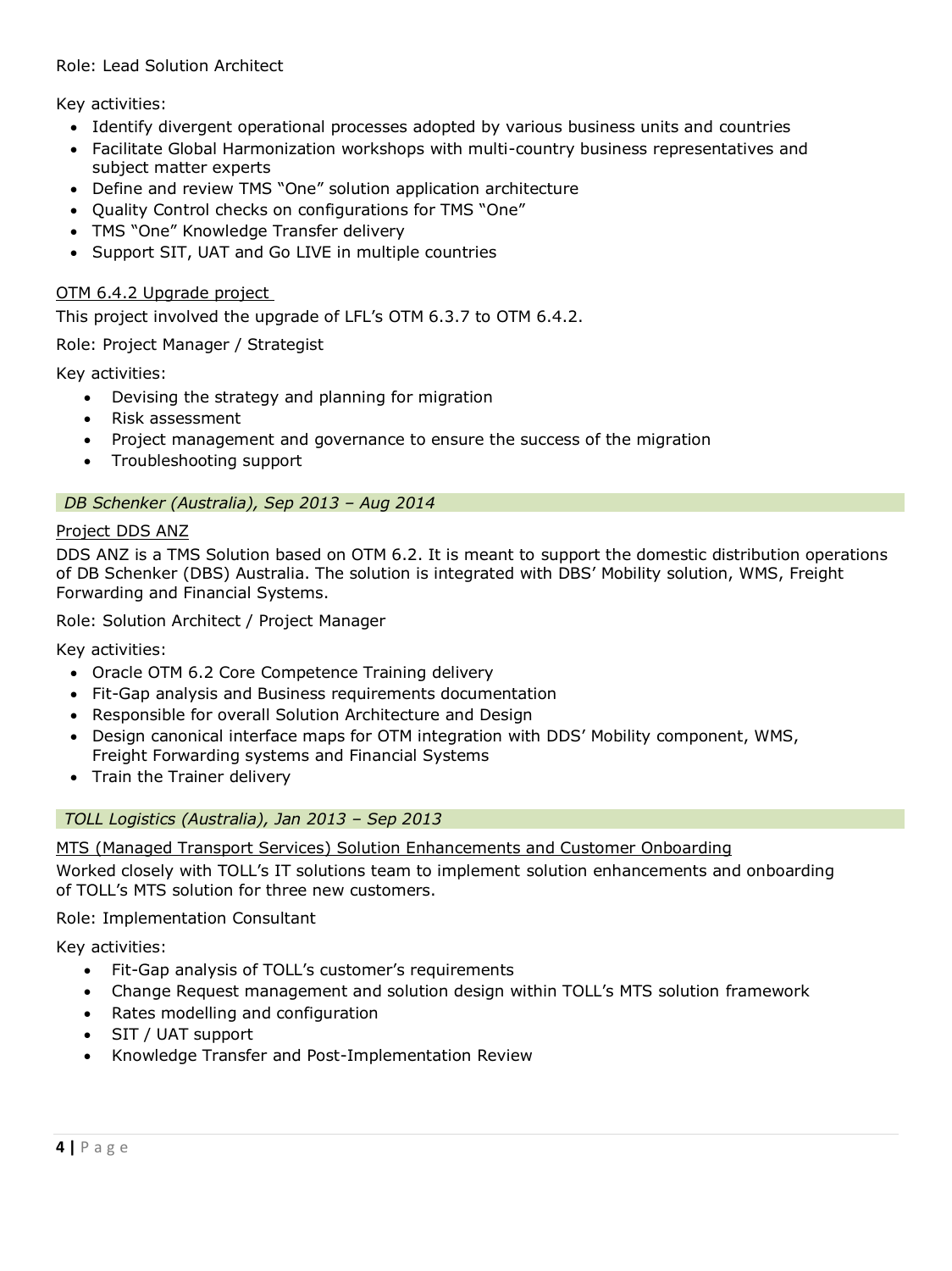Role: Lead Solution Architect

Key activities:

- Identify divergent operational processes adopted by various business units and countries
- Facilitate Global Harmonization workshops with multi-country business representatives and subject matter experts
- Define and review TMS "One" solution application architecture
- Quality Control checks on configurations for TMS "One"
- TMS "One" Knowledge Transfer delivery
- Support SIT, UAT and Go LIVE in multiple countries

<u>OTM 6.4.2 Upgrade project</u>

This project involved the upgrade of LFL's OTM 6.3.7 to OTM 6.4.2.

Role: Project Manager / Strategist

Key activities:

- Devising the strategy and planning for migration
- Risk assessment
- Project management and governance to ensure the success of the migration
- Troubleshooting support

### *DB Schenker (Australia), Sep 2013 – Aug 2014*

<u>Project DDS ANZ</u>

DDS ANZ is a TMS Solution based on OTM 6.2. It is meant to support the domestic distribution operations of DB Schenker (DBS) Australia. The solution is integrated with DBS' Mobility solution, WMS, Freight Forwarding and Financial Systems.

Role: Solution Architect / Project Manager

Key activities:

- Oracle OTM 6.2 Core Competence Training delivery
- Fit-Gap analysis and Business requirements documentation
- Responsible for overall Solution Architecture and Design
- Design canonical interface maps for OTM integration with DDS' Mobility component, WMS, Freight Forwarding systems and Financial Systems
- Train the Trainer delivery

### *TOLL Logistics (Australia), Jan 2013 – Sep 2013*

<u>MTS (Managed Transport Services) Solution Enhancements and Customer Onboarding</u>

Worked closely with TOLL's IT solutions team to implement solution enhancements and onboarding of TOLL's MTS solution for three new customers.

Role: Implementation Consultant

Key activities:

- Fit-Gap analysis of TOLL's customer's requirements
- Change Request management and solution design within TOLL's MTS solution framework
- Rates modelling and configuration
- SIT / UAT support
- Knowledge Transfer and Post-Implementation Review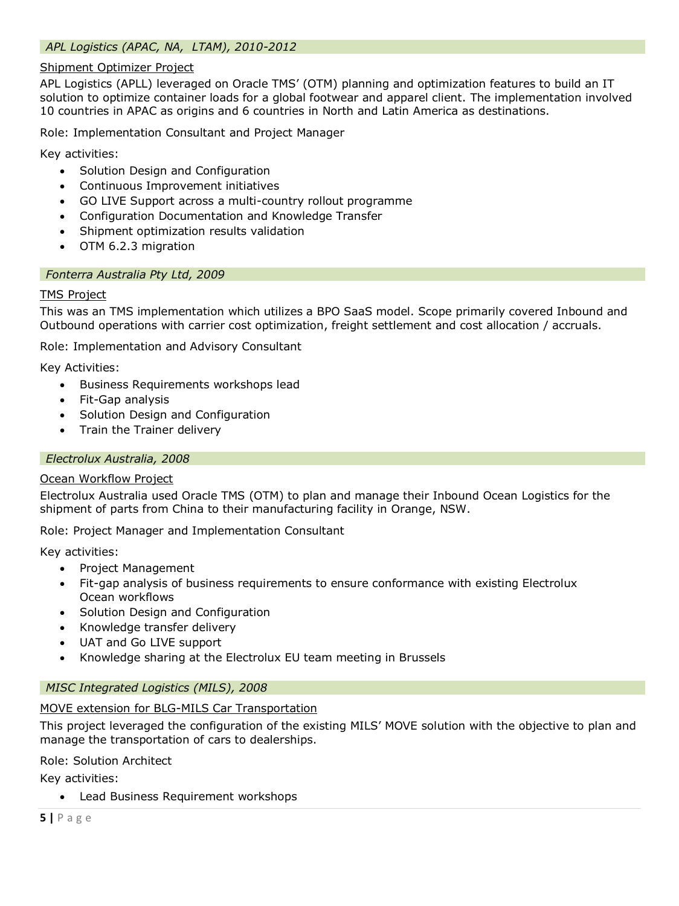### *APL Logistics (APAC, NA, LTAM), 2010-2012*

Shipment Optimizer Project

APL Logistics (APLL) leveraged on Oracle TMS' (OTM) planning and optimization features to build an IT solution to optimize container loads for a global footwear and apparel client. The implementation involved 10 countries in APAC as origins and 6 countries in North and Latin America as destinations.

Role: Implementation Consultant and Project Manager

Key activities:

- Solution Design and Configuration
- Continuous Improvement initiatives
- GO LIVE Support across a multi-country rollout programme
- Configuration Documentation and Knowledge Transfer
- Shipment optimization results validation
- OTM 6.2.3 migration

### *Fonterra Australia Pty Ltd, 2009*

TMS Project

This was an TMS implementation which utilizes a BPO SaaS model. Scope primarily covered Inbound and Outbound operations with carrier cost optimization, freight settlement and cost allocation / accruals.

Role: Implementation and Advisory Consultant

Key Activities:

- Business Requirements workshops lead
- Fit-Gap analysis
- Solution Design and Configuration
- Train the Trainer delivery

### *Electrolux Australia, 2008*

Ocean Workflow Project

Electrolux Australia used Oracle TMS (OTM) to plan and manage their Inbound Ocean Logistics for the shipment of parts from China to their manufacturing facility in Orange, NSW.

Role: Project Manager and Implementation Consultant

Key activities:

- Project Management
- Fit-gap analysis of business requirements to ensure conformance with existing Electrolux Ocean workflows
- Solution Design and Configuration
- Knowledge transfer delivery
- UAT and Go LIVE support
- Knowledge sharing at the Electrolux EU team meeting in Brussels

### *MISC Integrated Logistics (MILS), 2008*

MOVE extension for BLG-MILS Car Transportation

This project leveraged the configuration of the existing MILS' MOVE solution with the objective to plan and manage the transportation of cars to dealerships.

Role: Solution Architect

Key activities:

- Lead Business Requirement workshops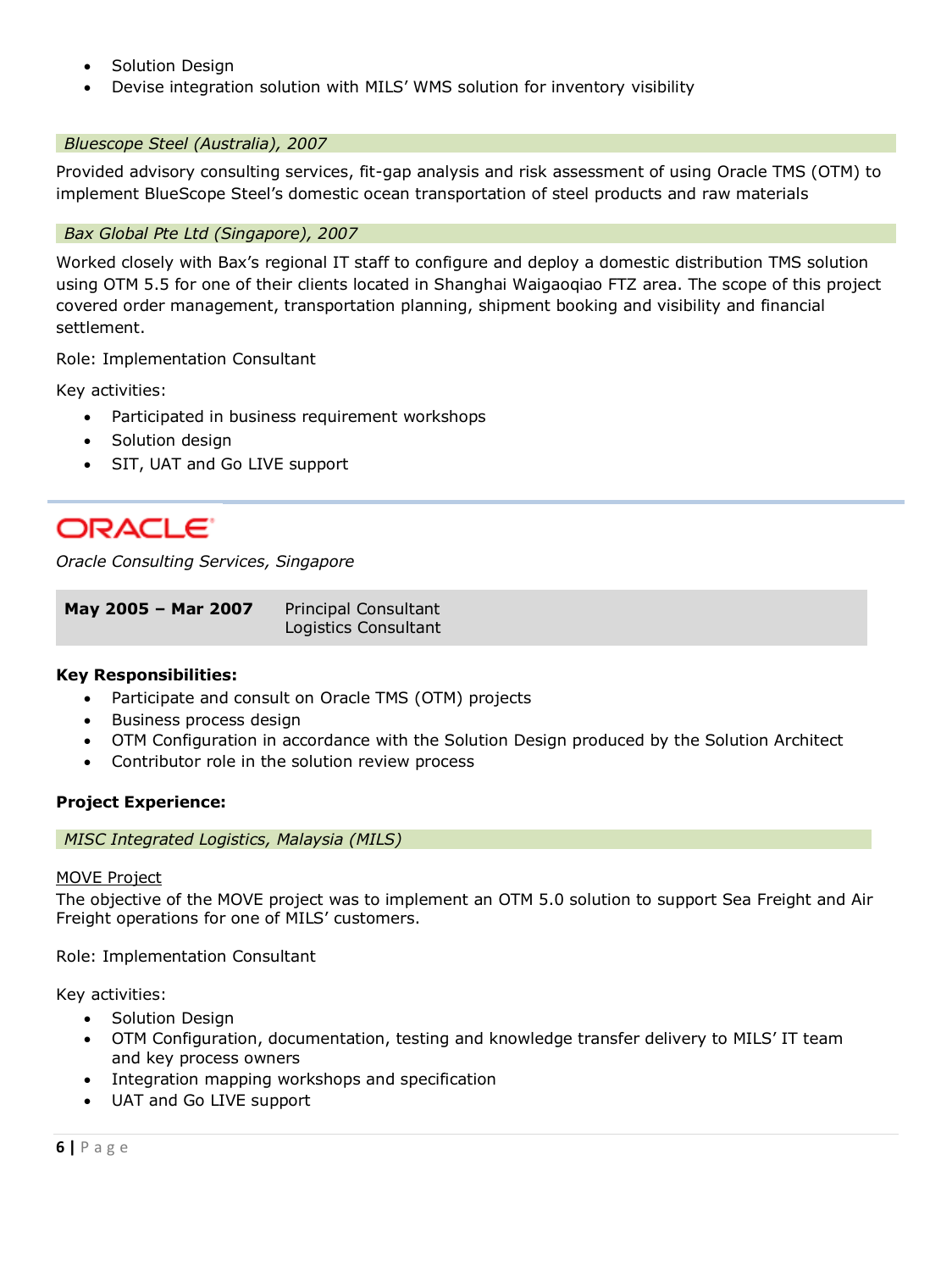- Solution Design
- Devise integration solution with MILS' WMS solution for inventory visibility

*Bluescope Steel (Australia), 2007*

Provided advisory consulting services, fit-gap analysis and risk assessment of using Oracle TMS (OTM) to implement BlueScope Steel's domestic ocean transportation of steel products and raw materials

*Bax Global Pte Ltd (Singapore), 2007*

Worked closely with Bax's regional IT staff to configure and deploy a domestic distribution TMS solution using OTM 5.5 for one of their clients located in Shanghai Waigaoqiao FTZ area. The scope of this project covered order management, transportation planning, shipment booking and visibility and financial settlement.

Role: Implementation Consultant

Key activities:

- Participated in business requirement workshops
- Solution design
- SIT, UAT and Go LIVE support

---

## ORACLE

*Oracle Consulting Services, Singapore*

| **May 2005 – Mar 2007** | Principal Consultant<br>Logistics Consultant |
|---|---|

**Key Responsibilities:**

- Participate and consult on Oracle TMS (OTM) projects
- Business process design
- OTM Configuration in accordance with the Solution Design produced by the Solution Architect
- Contributor role in the solution review process

**Project Experience:**

*MISC Integrated Logistics, Malaysia (MILS)*

MOVE Project

The objective of the MOVE project was to implement an OTM 5.0 solution to support Sea Freight and Air Freight operations for one of MILS' customers.

Role: Implementation Consultant

Key activities:

- Solution Design
- OTM Configuration, documentation, testing and knowledge transfer delivery to MILS' IT team and key process owners
- Integration mapping workshops and specification
- UAT and Go LIVE support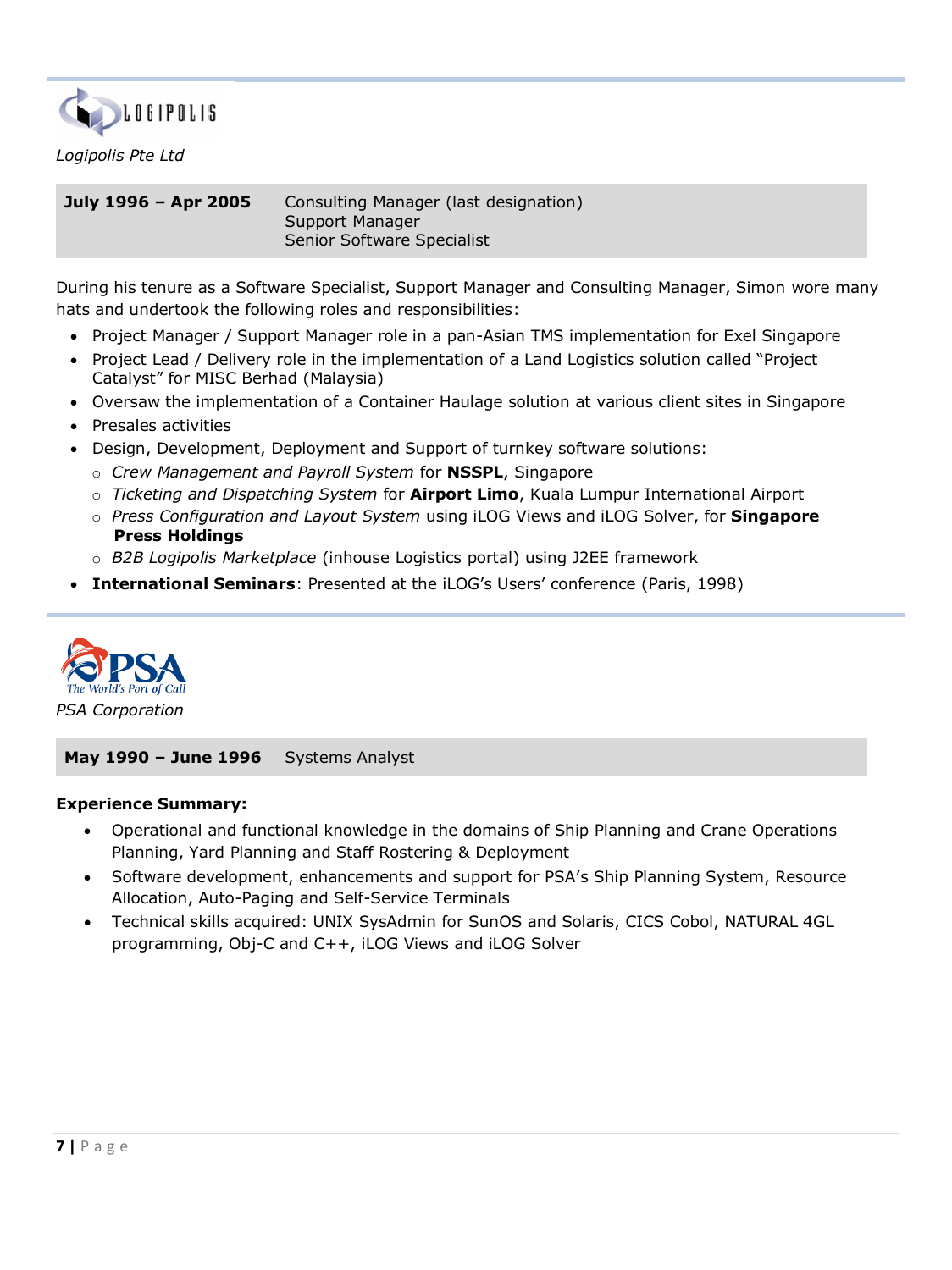*Logipolis Pte Ltd*

| **July 1996 – Apr 2005** | Consulting Manager (last designation)<br>Support Manager<br>Senior Software Specialist |
|---|---|

During his tenure as a Software Specialist, Support Manager and Consulting Manager, Simon wore many hats and undertook the following roles and responsibilities:

- Project Manager / Support Manager role in a pan-Asian TMS implementation for Exel Singapore
- Project Lead / Delivery role in the implementation of a Land Logistics solution called "Project Catalyst" for MISC Berhad (Malaysia)
- Oversaw the implementation of a Container Haulage solution at various client sites in Singapore
- Presales activities
- Design, Development, Deployment and Support of turnkey software solutions:
  - *Crew Management and Payroll System* for **NSSPL**, Singapore
  - *Ticketing and Dispatching System* for **Airport Limo**, Kuala Lumpur International Airport
  - *Press Configuration and Layout System* using iLOG Views and iLOG Solver, for **Singapore Press Holdings**
  - *B2B Logipolis Marketplace* (inhouse Logistics portal) using J2EE framework
- **International Seminars**: Presented at the iLOG's Users' conference (Paris, 1998)

*PSA Corporation*

| **May 1990 – June 1996** | Systems Analyst |
|---|---|

**Experience Summary:**

- Operational and functional knowledge in the domains of Ship Planning and Crane Operations Planning, Yard Planning and Staff Rostering & Deployment
- Software development, enhancements and support for PSA's Ship Planning System, Resource Allocation, Auto-Paging and Self-Service Terminals
- Technical skills acquired: UNIX SysAdmin for SunOS and Solaris, CICS Cobol, NATURAL 4GL programming, Obj-C and C++, iLOG Views and iLOG Solver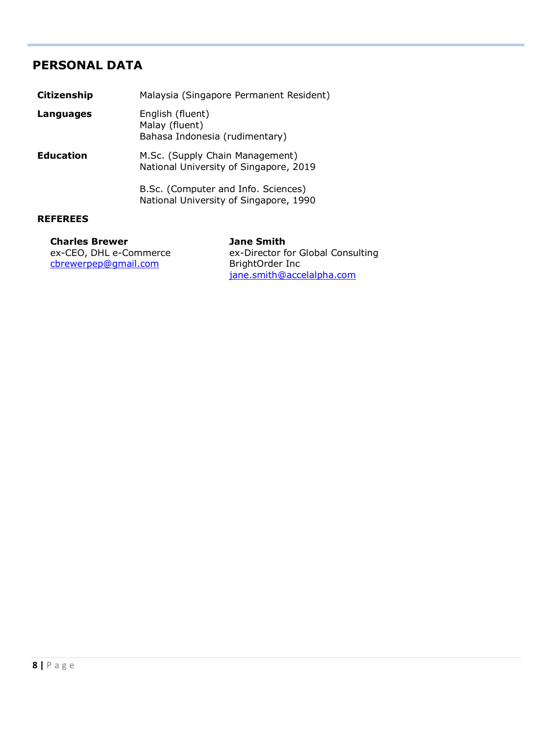## PERSONAL DATA

| | |
|---|---|
| **Citizenship** | Malaysia (Singapore Permanent Resident) |
| **Languages** | English (fluent)<br>Malay (fluent)<br>Bahasa Indonesia (rudimentary) |
| **Education** | M.Sc. (Supply Chain Management)<br>National University of Singapore, 2019 |
| | B.Sc. (Computer and Info. Sciences)<br>National University of Singapore, 1990 |

### REFEREES

**Charles Brewer**
ex-CEO, DHL e-Commerce
cbrewerpep@gmail.com

**Jane Smith**
ex-Director for Global Consulting
BrightOrder Inc
jane.smith@accelalpha.com